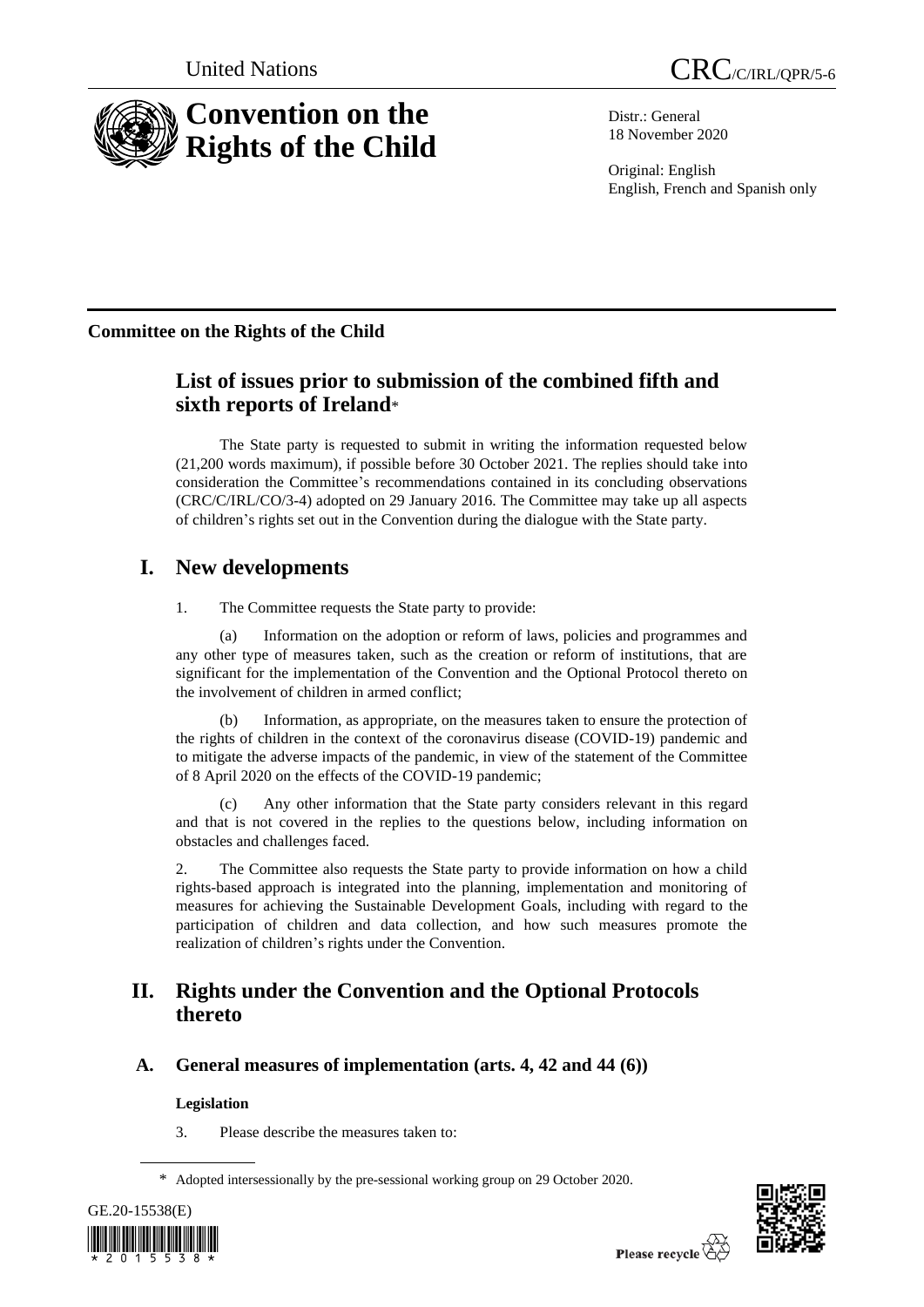United Nations CRC/C/IRL/QPR/5-6

# Convention on the Rights of the Child

Distr.: General
18 November 2020

Original: English
English, French and Spanish only

**Committee on the Rights of the Child**

## List of issues prior to submission of the combined fifth and sixth reports of Ireland*

The State party is requested to submit in writing the information requested below (21,200 words maximum), if possible before 30 October 2021. The replies should take into consideration the Committee's recommendations contained in its concluding observations (CRC/C/IRL/CO/3-4) adopted on 29 January 2016. The Committee may take up all aspects of children's rights set out in the Convention during the dialogue with the State party.

## I. New developments

1. The Committee requests the State party to provide:

(a) Information on the adoption or reform of laws, policies and programmes and any other type of measures taken, such as the creation or reform of institutions, that are significant for the implementation of the Convention and the Optional Protocol thereto on the involvement of children in armed conflict;

(b) Information, as appropriate, on the measures taken to ensure the protection of the rights of children in the context of the coronavirus disease (COVID-19) pandemic and to mitigate the adverse impacts of the pandemic, in view of the statement of the Committee of 8 April 2020 on the effects of the COVID-19 pandemic;

(c) Any other information that the State party considers relevant in this regard and that is not covered in the replies to the questions below, including information on obstacles and challenges faced.

2. The Committee also requests the State party to provide information on how a child rights-based approach is integrated into the planning, implementation and monitoring of measures for achieving the Sustainable Development Goals, including with regard to the participation of children and data collection, and how such measures promote the realization of children's rights under the Convention.

## II. Rights under the Convention and the Optional Protocols thereto

### A. General measures of implementation (arts. 4, 42 and 44 (6))

#### Legislation

3. Please describe the measures taken to:

\* Adopted intersessionally by the pre-sessional working group on 29 October 2020.

GE.20-15538(E)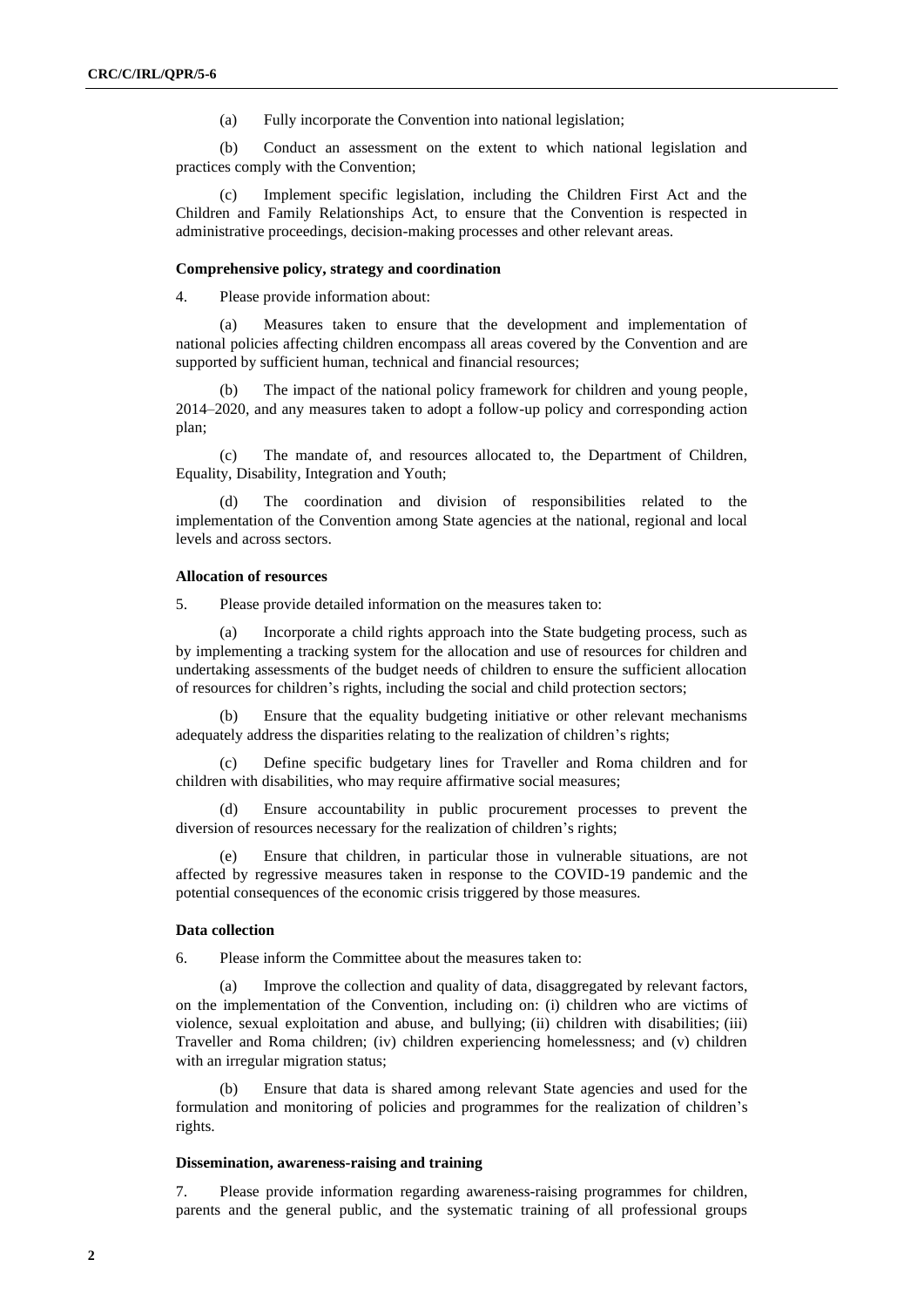(a) Fully incorporate the Convention into national legislation;

(b) Conduct an assessment on the extent to which national legislation and practices comply with the Convention;

(c) Implement specific legislation, including the Children First Act and the Children and Family Relationships Act, to ensure that the Convention is respected in administrative proceedings, decision-making processes and other relevant areas.

### Comprehensive policy, strategy and coordination

4. Please provide information about:

(a) Measures taken to ensure that the development and implementation of national policies affecting children encompass all areas covered by the Convention and are supported by sufficient human, technical and financial resources;

(b) The impact of the national policy framework for children and young people, 2014–2020, and any measures taken to adopt a follow-up policy and corresponding action plan;

(c) The mandate of, and resources allocated to, the Department of Children, Equality, Disability, Integration and Youth;

(d) The coordination and division of responsibilities related to the implementation of the Convention among State agencies at the national, regional and local levels and across sectors.

### Allocation of resources

5. Please provide detailed information on the measures taken to:

(a) Incorporate a child rights approach into the State budgeting process, such as by implementing a tracking system for the allocation and use of resources for children and undertaking assessments of the budget needs of children to ensure the sufficient allocation of resources for children's rights, including the social and child protection sectors;

(b) Ensure that the equality budgeting initiative or other relevant mechanisms adequately address the disparities relating to the realization of children's rights;

(c) Define specific budgetary lines for Traveller and Roma children and for children with disabilities, who may require affirmative social measures;

(d) Ensure accountability in public procurement processes to prevent the diversion of resources necessary for the realization of children's rights;

(e) Ensure that children, in particular those in vulnerable situations, are not affected by regressive measures taken in response to the COVID-19 pandemic and the potential consequences of the economic crisis triggered by those measures.

### Data collection

6. Please inform the Committee about the measures taken to:

(a) Improve the collection and quality of data, disaggregated by relevant factors, on the implementation of the Convention, including on: (i) children who are victims of violence, sexual exploitation and abuse, and bullying; (ii) children with disabilities; (iii) Traveller and Roma children; (iv) children experiencing homelessness; and (v) children with an irregular migration status;

(b) Ensure that data is shared among relevant State agencies and used for the formulation and monitoring of policies and programmes for the realization of children's rights.

### Dissemination, awareness-raising and training

7. Please provide information regarding awareness-raising programmes for children, parents and the general public, and the systematic training of all professional groups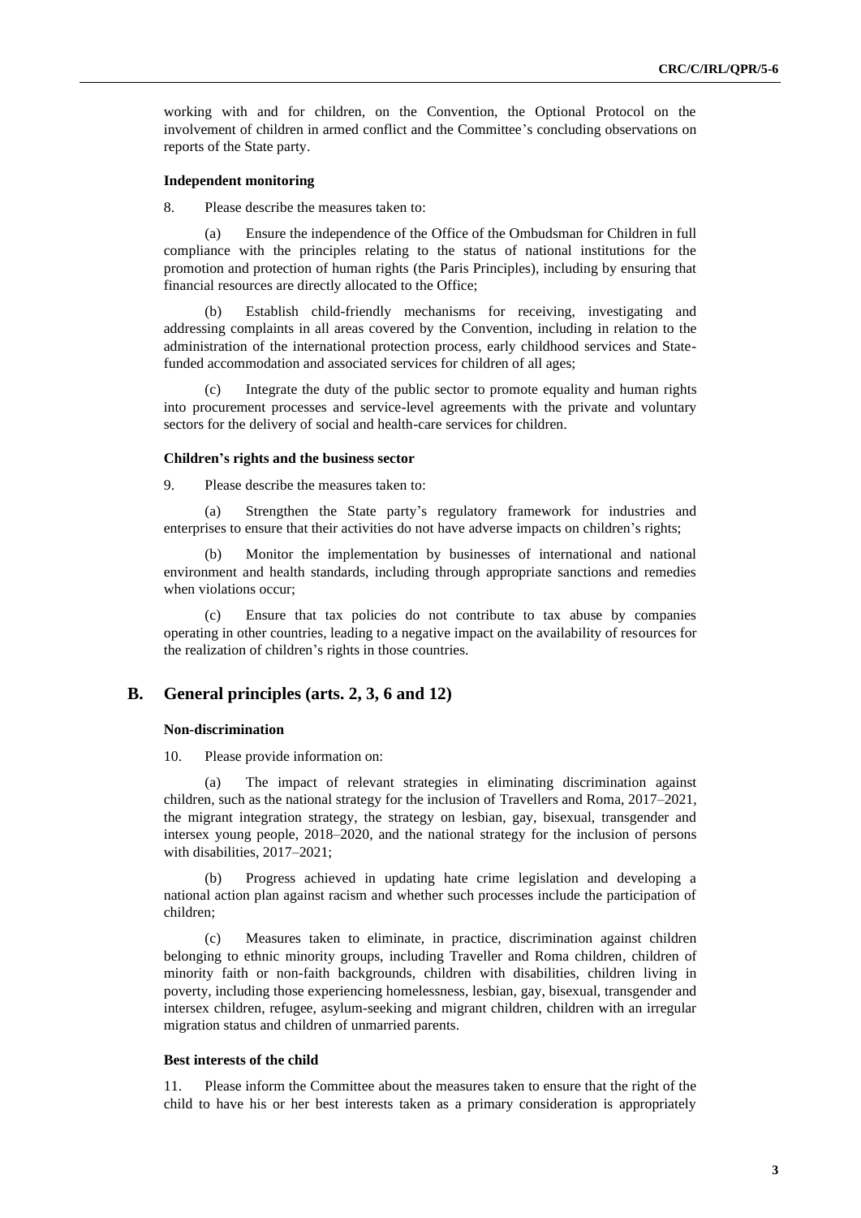working with and for children, on the Convention, the Optional Protocol on the involvement of children in armed conflict and the Committee's concluding observations on reports of the State party.

#### Independent monitoring

8. Please describe the measures taken to:

(a) Ensure the independence of the Office of the Ombudsman for Children in full compliance with the principles relating to the status of national institutions for the promotion and protection of human rights (the Paris Principles), including by ensuring that financial resources are directly allocated to the Office;

(b) Establish child-friendly mechanisms for receiving, investigating and addressing complaints in all areas covered by the Convention, including in relation to the administration of the international protection process, early childhood services and State-funded accommodation and associated services for children of all ages;

(c) Integrate the duty of the public sector to promote equality and human rights into procurement processes and service-level agreements with the private and voluntary sectors for the delivery of social and health-care services for children.

#### Children's rights and the business sector

9. Please describe the measures taken to:

(a) Strengthen the State party's regulatory framework for industries and enterprises to ensure that their activities do not have adverse impacts on children's rights;

(b) Monitor the implementation by businesses of international and national environment and health standards, including through appropriate sanctions and remedies when violations occur;

(c) Ensure that tax policies do not contribute to tax abuse by companies operating in other countries, leading to a negative impact on the availability of resources for the realization of children's rights in those countries.

## B. General principles (arts. 2, 3, 6 and 12)

#### Non-discrimination

10. Please provide information on:

(a) The impact of relevant strategies in eliminating discrimination against children, such as the national strategy for the inclusion of Travellers and Roma, 2017–2021, the migrant integration strategy, the strategy on lesbian, gay, bisexual, transgender and intersex young people, 2018–2020, and the national strategy for the inclusion of persons with disabilities, 2017–2021;

(b) Progress achieved in updating hate crime legislation and developing a national action plan against racism and whether such processes include the participation of children;

(c) Measures taken to eliminate, in practice, discrimination against children belonging to ethnic minority groups, including Traveller and Roma children, children of minority faith or non-faith backgrounds, children with disabilities, children living in poverty, including those experiencing homelessness, lesbian, gay, bisexual, transgender and intersex children, refugee, asylum-seeking and migrant children, children with an irregular migration status and children of unmarried parents.

#### Best interests of the child

11. Please inform the Committee about the measures taken to ensure that the right of the child to have his or her best interests taken as a primary consideration is appropriately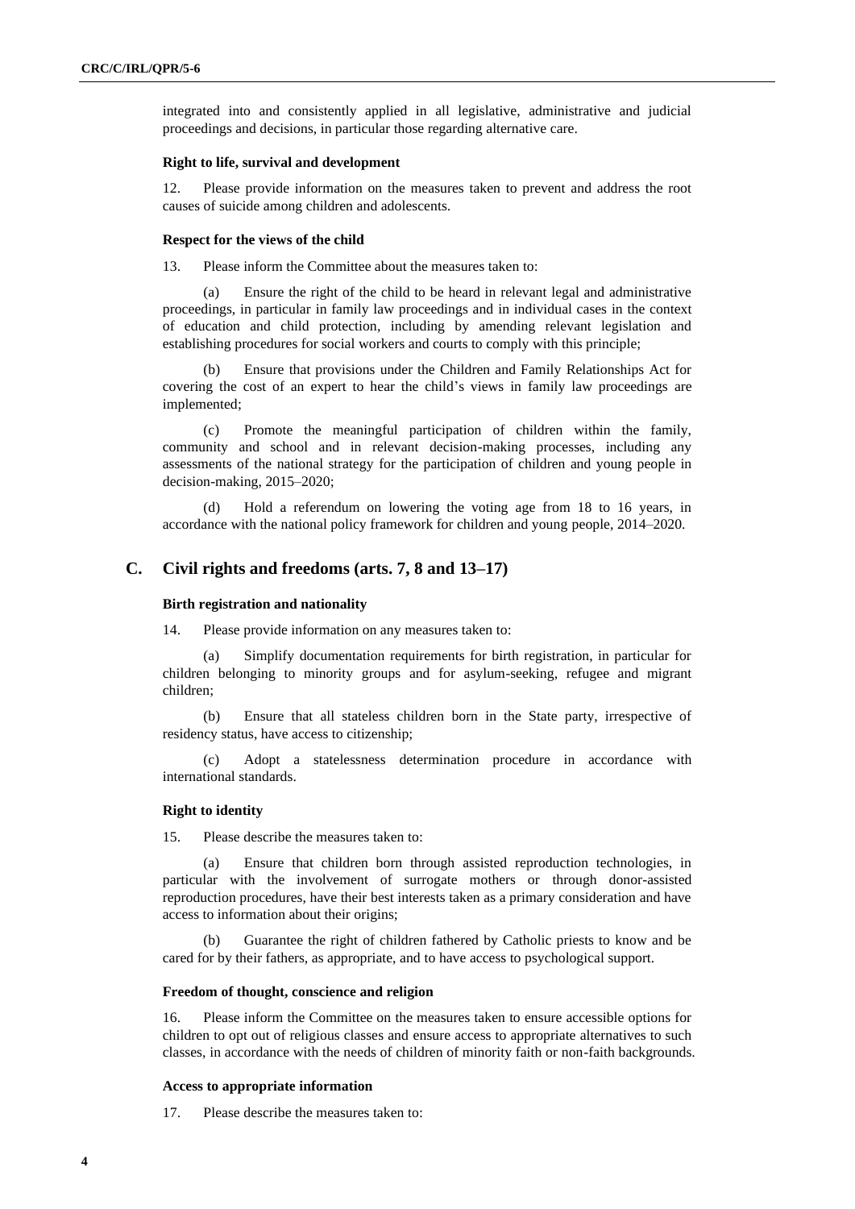integrated into and consistently applied in all legislative, administrative and judicial proceedings and decisions, in particular those regarding alternative care.

**Right to life, survival and development**

12. Please provide information on the measures taken to prevent and address the root causes of suicide among children and adolescents.

**Respect for the views of the child**

13. Please inform the Committee about the measures taken to:

(a) Ensure the right of the child to be heard in relevant legal and administrative proceedings, in particular in family law proceedings and in individual cases in the context of education and child protection, including by amending relevant legislation and establishing procedures for social workers and courts to comply with this principle;

(b) Ensure that provisions under the Children and Family Relationships Act for covering the cost of an expert to hear the child's views in family law proceedings are implemented;

(c) Promote the meaningful participation of children within the family, community and school and in relevant decision-making processes, including any assessments of the national strategy for the participation of children and young people in decision-making, 2015–2020;

(d) Hold a referendum on lowering the voting age from 18 to 16 years, in accordance with the national policy framework for children and young people, 2014–2020.

## C. Civil rights and freedoms (arts. 7, 8 and 13–17)

**Birth registration and nationality**

14. Please provide information on any measures taken to:

(a) Simplify documentation requirements for birth registration, in particular for children belonging to minority groups and for asylum-seeking, refugee and migrant children;

(b) Ensure that all stateless children born in the State party, irrespective of residency status, have access to citizenship;

(c) Adopt a statelessness determination procedure in accordance with international standards.

**Right to identity**

15. Please describe the measures taken to:

(a) Ensure that children born through assisted reproduction technologies, in particular with the involvement of surrogate mothers or through donor-assisted reproduction procedures, have their best interests taken as a primary consideration and have access to information about their origins;

(b) Guarantee the right of children fathered by Catholic priests to know and be cared for by their fathers, as appropriate, and to have access to psychological support.

**Freedom of thought, conscience and religion**

16. Please inform the Committee on the measures taken to ensure accessible options for children to opt out of religious classes and ensure access to appropriate alternatives to such classes, in accordance with the needs of children of minority faith or non-faith backgrounds.

**Access to appropriate information**

17. Please describe the measures taken to: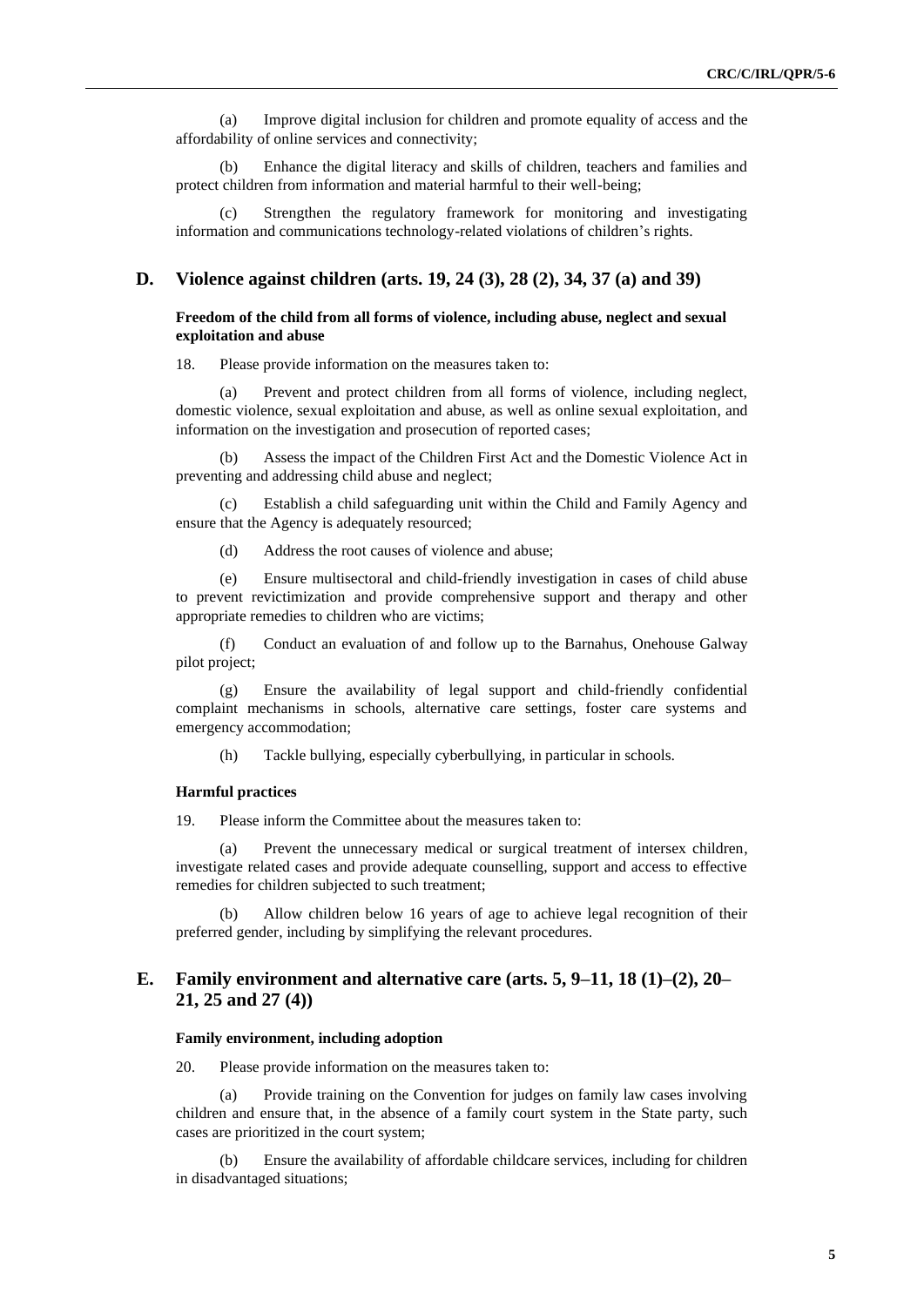(a) Improve digital inclusion for children and promote equality of access and the affordability of online services and connectivity;

(b) Enhance the digital literacy and skills of children, teachers and families and protect children from information and material harmful to their well-being;

(c) Strengthen the regulatory framework for monitoring and investigating information and communications technology-related violations of children's rights.

## D. Violence against children (arts. 19, 24 (3), 28 (2), 34, 37 (a) and 39)

### Freedom of the child from all forms of violence, including abuse, neglect and sexual exploitation and abuse

18. Please provide information on the measures taken to:

(a) Prevent and protect children from all forms of violence, including neglect, domestic violence, sexual exploitation and abuse, as well as online sexual exploitation, and information on the investigation and prosecution of reported cases;

(b) Assess the impact of the Children First Act and the Domestic Violence Act in preventing and addressing child abuse and neglect;

(c) Establish a child safeguarding unit within the Child and Family Agency and ensure that the Agency is adequately resourced;

(d) Address the root causes of violence and abuse;

(e) Ensure multisectoral and child-friendly investigation in cases of child abuse to prevent revictimization and provide comprehensive support and therapy and other appropriate remedies to children who are victims;

(f) Conduct an evaluation of and follow up to the Barnahus, Onehouse Galway pilot project;

(g) Ensure the availability of legal support and child-friendly confidential complaint mechanisms in schools, alternative care settings, foster care systems and emergency accommodation;

(h) Tackle bullying, especially cyberbullying, in particular in schools.

### Harmful practices

19. Please inform the Committee about the measures taken to:

(a) Prevent the unnecessary medical or surgical treatment of intersex children, investigate related cases and provide adequate counselling, support and access to effective remedies for children subjected to such treatment;

(b) Allow children below 16 years of age to achieve legal recognition of their preferred gender, including by simplifying the relevant procedures.

## E. Family environment and alternative care (arts. 5, 9–11, 18 (1)–(2), 20–21, 25 and 27 (4))

### Family environment, including adoption

20. Please provide information on the measures taken to:

(a) Provide training on the Convention for judges on family law cases involving children and ensure that, in the absence of a family court system in the State party, such cases are prioritized in the court system;

(b) Ensure the availability of affordable childcare services, including for children in disadvantaged situations;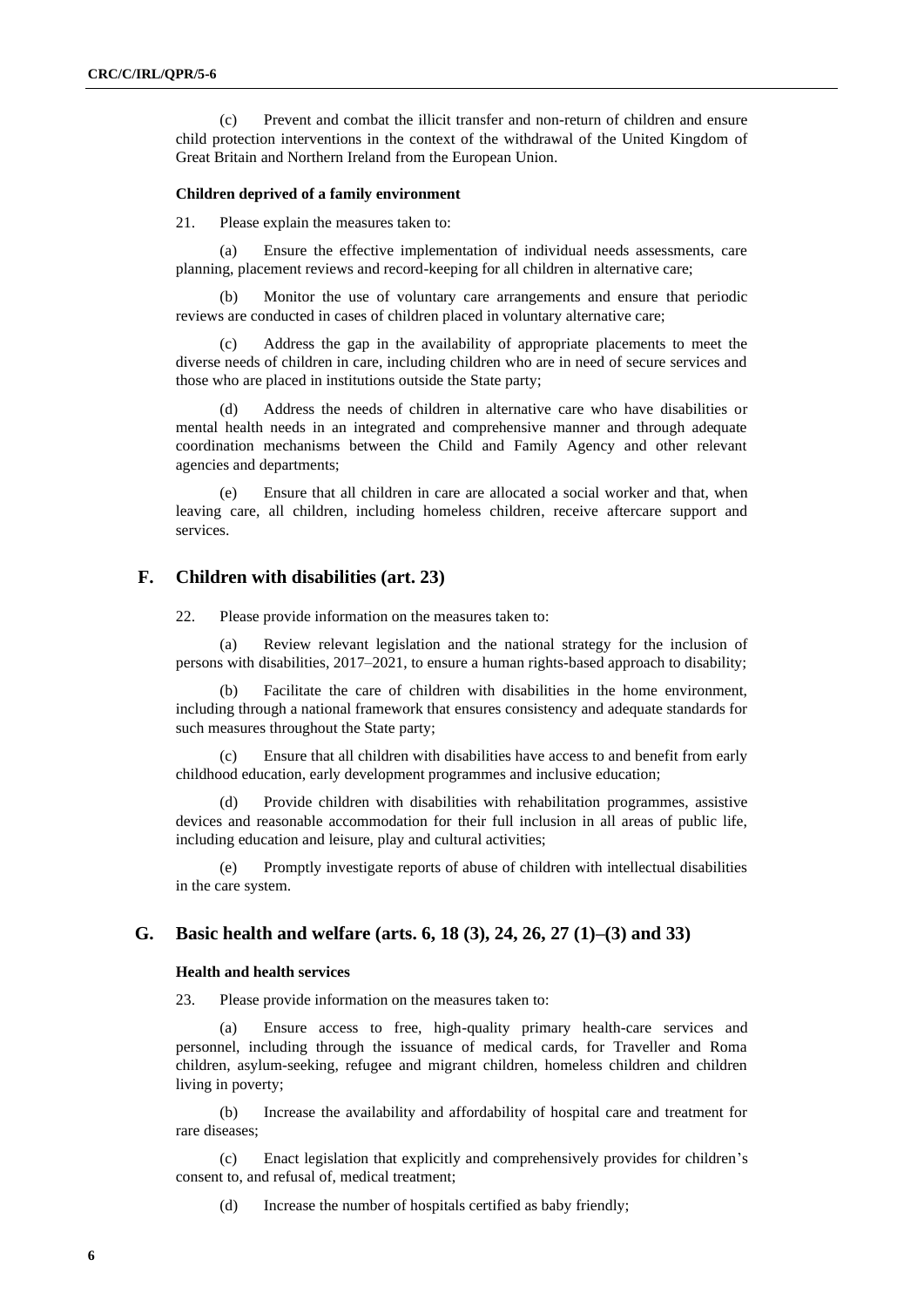(c) Prevent and combat the illicit transfer and non-return of children and ensure child protection interventions in the context of the withdrawal of the United Kingdom of Great Britain and Northern Ireland from the European Union.

#### Children deprived of a family environment

21. Please explain the measures taken to:

(a) Ensure the effective implementation of individual needs assessments, care planning, placement reviews and record-keeping for all children in alternative care;

(b) Monitor the use of voluntary care arrangements and ensure that periodic reviews are conducted in cases of children placed in voluntary alternative care;

(c) Address the gap in the availability of appropriate placements to meet the diverse needs of children in care, including children who are in need of secure services and those who are placed in institutions outside the State party;

(d) Address the needs of children in alternative care who have disabilities or mental health needs in an integrated and comprehensive manner and through adequate coordination mechanisms between the Child and Family Agency and other relevant agencies and departments;

(e) Ensure that all children in care are allocated a social worker and that, when leaving care, all children, including homeless children, receive aftercare support and services.

### F. Children with disabilities (art. 23)

22. Please provide information on the measures taken to:

(a) Review relevant legislation and the national strategy for the inclusion of persons with disabilities, 2017–2021, to ensure a human rights-based approach to disability;

(b) Facilitate the care of children with disabilities in the home environment, including through a national framework that ensures consistency and adequate standards for such measures throughout the State party;

(c) Ensure that all children with disabilities have access to and benefit from early childhood education, early development programmes and inclusive education;

(d) Provide children with disabilities with rehabilitation programmes, assistive devices and reasonable accommodation for their full inclusion in all areas of public life, including education and leisure, play and cultural activities;

(e) Promptly investigate reports of abuse of children with intellectual disabilities in the care system.

### G. Basic health and welfare (arts. 6, 18 (3), 24, 26, 27 (1)–(3) and 33)

#### Health and health services

23. Please provide information on the measures taken to:

(a) Ensure access to free, high-quality primary health-care services and personnel, including through the issuance of medical cards, for Traveller and Roma children, asylum-seeking, refugee and migrant children, homeless children and children living in poverty;

(b) Increase the availability and affordability of hospital care and treatment for rare diseases;

(c) Enact legislation that explicitly and comprehensively provides for children's consent to, and refusal of, medical treatment;

(d) Increase the number of hospitals certified as baby friendly;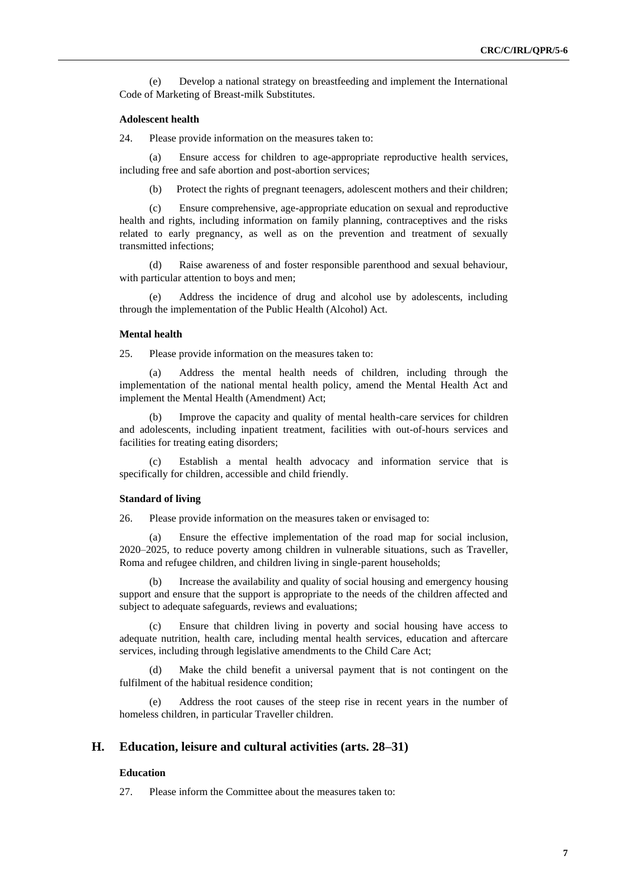(e) Develop a national strategy on breastfeeding and implement the International Code of Marketing of Breast-milk Substitutes.

**Adolescent health**

24. Please provide information on the measures taken to:

(a) Ensure access for children to age-appropriate reproductive health services, including free and safe abortion and post-abortion services;

(b) Protect the rights of pregnant teenagers, adolescent mothers and their children;

(c) Ensure comprehensive, age-appropriate education on sexual and reproductive health and rights, including information on family planning, contraceptives and the risks related to early pregnancy, as well as on the prevention and treatment of sexually transmitted infections;

(d) Raise awareness of and foster responsible parenthood and sexual behaviour, with particular attention to boys and men;

(e) Address the incidence of drug and alcohol use by adolescents, including through the implementation of the Public Health (Alcohol) Act.

**Mental health**

25. Please provide information on the measures taken to:

(a) Address the mental health needs of children, including through the implementation of the national mental health policy, amend the Mental Health Act and implement the Mental Health (Amendment) Act;

(b) Improve the capacity and quality of mental health-care services for children and adolescents, including inpatient treatment, facilities with out-of-hours services and facilities for treating eating disorders;

(c) Establish a mental health advocacy and information service that is specifically for children, accessible and child friendly.

**Standard of living**

26. Please provide information on the measures taken or envisaged to:

(a) Ensure the effective implementation of the road map for social inclusion, 2020–2025, to reduce poverty among children in vulnerable situations, such as Traveller, Roma and refugee children, and children living in single-parent households;

(b) Increase the availability and quality of social housing and emergency housing support and ensure that the support is appropriate to the needs of the children affected and subject to adequate safeguards, reviews and evaluations;

(c) Ensure that children living in poverty and social housing have access to adequate nutrition, health care, including mental health services, education and aftercare services, including through legislative amendments to the Child Care Act;

(d) Make the child benefit a universal payment that is not contingent on the fulfilment of the habitual residence condition;

(e) Address the root causes of the steep rise in recent years in the number of homeless children, in particular Traveller children.

## H. Education, leisure and cultural activities (arts. 28–31)

**Education**

27. Please inform the Committee about the measures taken to: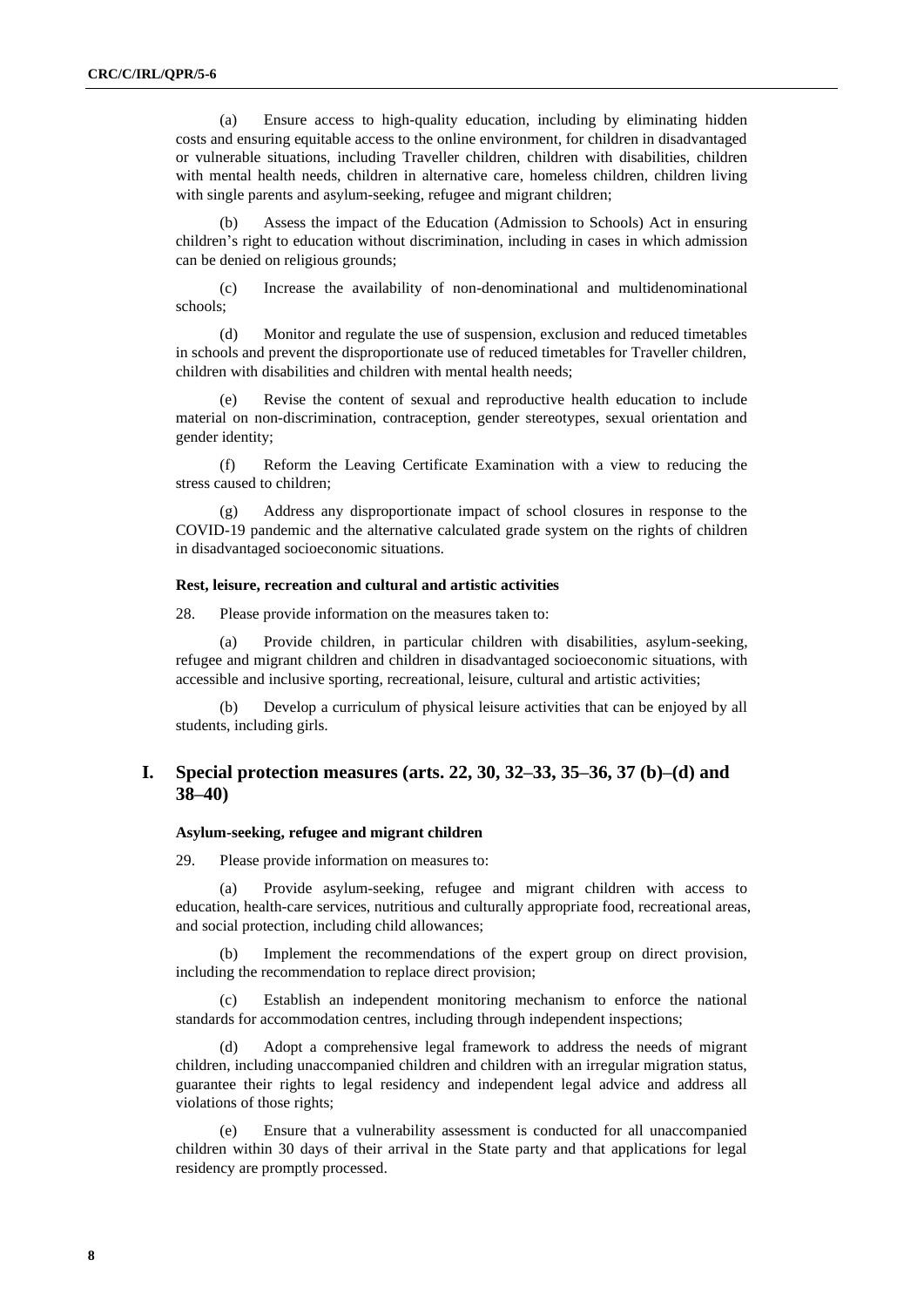(a) Ensure access to high-quality education, including by eliminating hidden costs and ensuring equitable access to the online environment, for children in disadvantaged or vulnerable situations, including Traveller children, children with disabilities, children with mental health needs, children in alternative care, homeless children, children living with single parents and asylum-seeking, refugee and migrant children;

(b) Assess the impact of the Education (Admission to Schools) Act in ensuring children's right to education without discrimination, including in cases in which admission can be denied on religious grounds;

(c) Increase the availability of non-denominational and multidenominational schools;

(d) Monitor and regulate the use of suspension, exclusion and reduced timetables in schools and prevent the disproportionate use of reduced timetables for Traveller children, children with disabilities and children with mental health needs;

(e) Revise the content of sexual and reproductive health education to include material on non-discrimination, contraception, gender stereotypes, sexual orientation and gender identity;

(f) Reform the Leaving Certificate Examination with a view to reducing the stress caused to children;

(g) Address any disproportionate impact of school closures in response to the COVID-19 pandemic and the alternative calculated grade system on the rights of children in disadvantaged socioeconomic situations.

#### Rest, leisure, recreation and cultural and artistic activities

28. Please provide information on the measures taken to:

(a) Provide children, in particular children with disabilities, asylum-seeking, refugee and migrant children and children in disadvantaged socioeconomic situations, with accessible and inclusive sporting, recreational, leisure, cultural and artistic activities;

(b) Develop a curriculum of physical leisure activities that can be enjoyed by all students, including girls.

## I. Special protection measures (arts. 22, 30, 32–33, 35–36, 37 (b)–(d) and 38–40)

#### Asylum-seeking, refugee and migrant children

29. Please provide information on measures to:

(a) Provide asylum-seeking, refugee and migrant children with access to education, health-care services, nutritious and culturally appropriate food, recreational areas, and social protection, including child allowances;

(b) Implement the recommendations of the expert group on direct provision, including the recommendation to replace direct provision;

(c) Establish an independent monitoring mechanism to enforce the national standards for accommodation centres, including through independent inspections;

(d) Adopt a comprehensive legal framework to address the needs of migrant children, including unaccompanied children and children with an irregular migration status, guarantee their rights to legal residency and independent legal advice and address all violations of those rights;

(e) Ensure that a vulnerability assessment is conducted for all unaccompanied children within 30 days of their arrival in the State party and that applications for legal residency are promptly processed.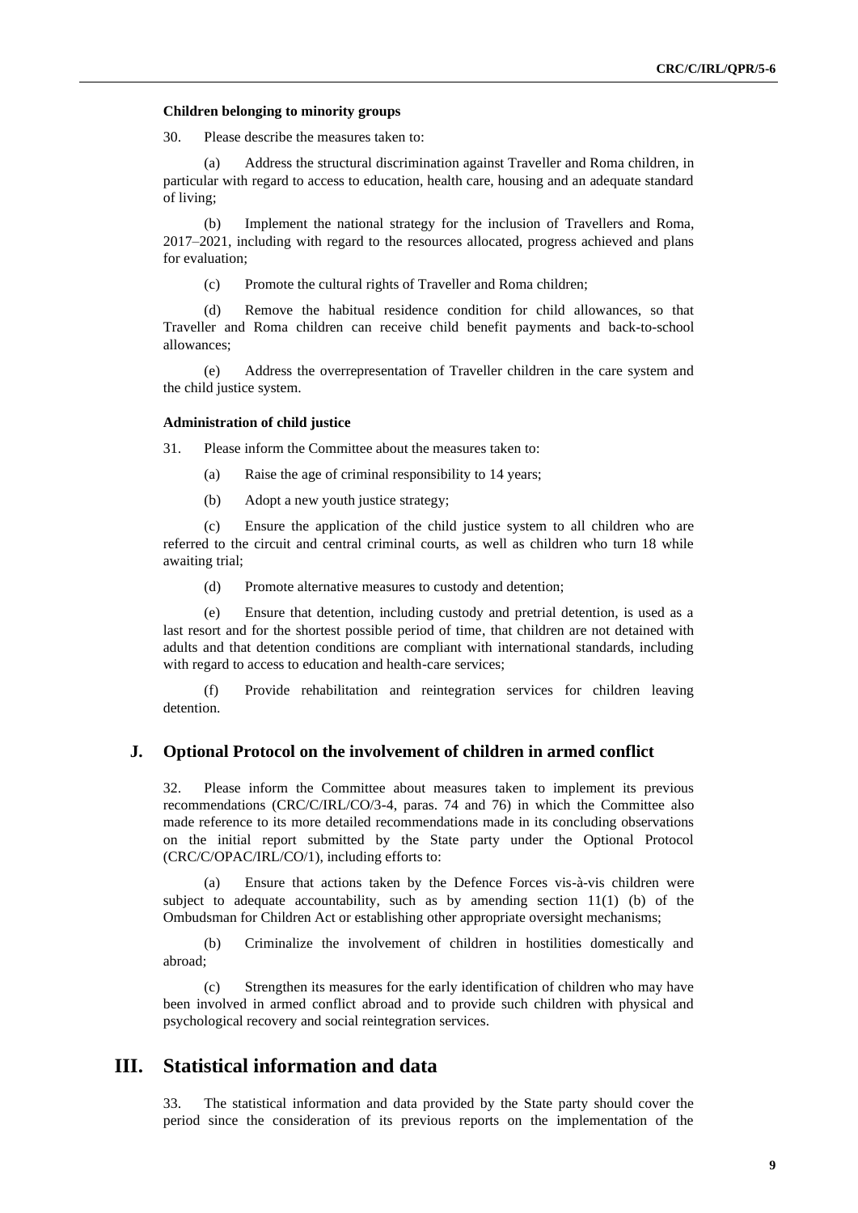#### Children belonging to minority groups

30. Please describe the measures taken to:

(a) Address the structural discrimination against Traveller and Roma children, in particular with regard to access to education, health care, housing and an adequate standard of living;

(b) Implement the national strategy for the inclusion of Travellers and Roma, 2017–2021, including with regard to the resources allocated, progress achieved and plans for evaluation;

(c) Promote the cultural rights of Traveller and Roma children;

(d) Remove the habitual residence condition for child allowances, so that Traveller and Roma children can receive child benefit payments and back-to-school allowances;

(e) Address the overrepresentation of Traveller children in the care system and the child justice system.

#### Administration of child justice

31. Please inform the Committee about the measures taken to:

(a) Raise the age of criminal responsibility to 14 years;

(b) Adopt a new youth justice strategy;

(c) Ensure the application of the child justice system to all children who are referred to the circuit and central criminal courts, as well as children who turn 18 while awaiting trial;

(d) Promote alternative measures to custody and detention;

(e) Ensure that detention, including custody and pretrial detention, is used as a last resort and for the shortest possible period of time, that children are not detained with adults and that detention conditions are compliant with international standards, including with regard to access to education and health-care services;

(f) Provide rehabilitation and reintegration services for children leaving detention.

### J. Optional Protocol on the involvement of children in armed conflict

32. Please inform the Committee about measures taken to implement its previous recommendations (CRC/C/IRL/CO/3-4, paras. 74 and 76) in which the Committee also made reference to its more detailed recommendations made in its concluding observations on the initial report submitted by the State party under the Optional Protocol (CRC/C/OPAC/IRL/CO/1), including efforts to:

(a) Ensure that actions taken by the Defence Forces vis-à-vis children were subject to adequate accountability, such as by amending section 11(1) (b) of the Ombudsman for Children Act or establishing other appropriate oversight mechanisms;

(b) Criminalize the involvement of children in hostilities domestically and abroad;

(c) Strengthen its measures for the early identification of children who may have been involved in armed conflict abroad and to provide such children with physical and psychological recovery and social reintegration services.

## III. Statistical information and data

33. The statistical information and data provided by the State party should cover the period since the consideration of its previous reports on the implementation of the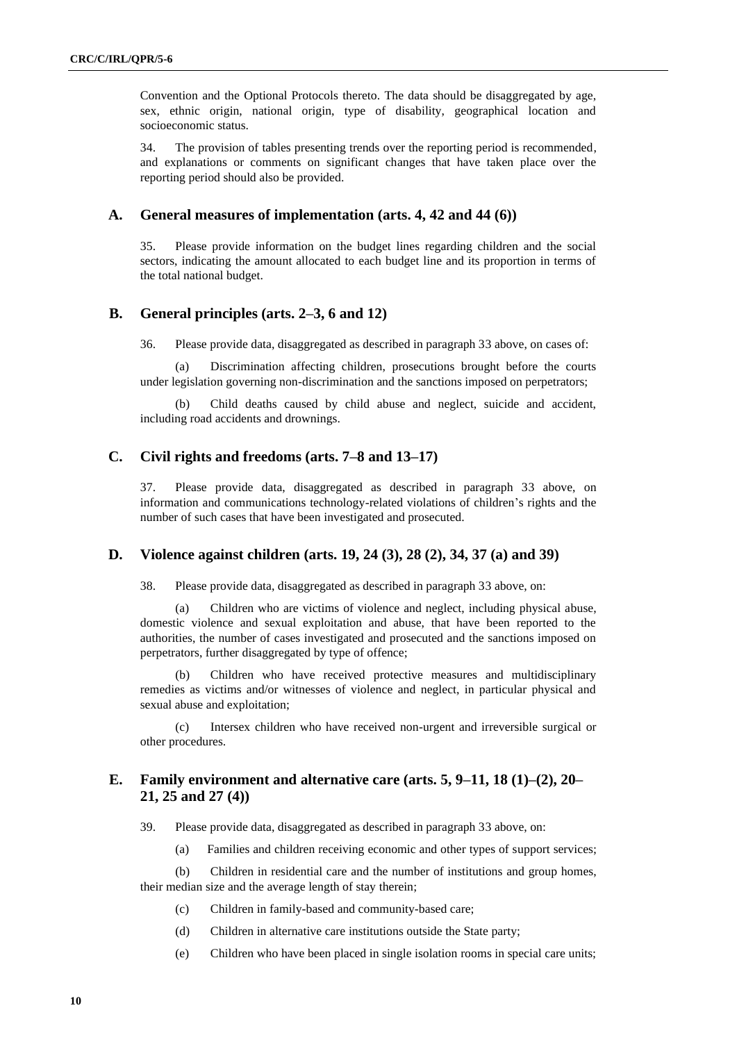Convention and the Optional Protocols thereto. The data should be disaggregated by age, sex, ethnic origin, national origin, type of disability, geographical location and socioeconomic status.

34. The provision of tables presenting trends over the reporting period is recommended, and explanations or comments on significant changes that have taken place over the reporting period should also be provided.

## A. General measures of implementation (arts. 4, 42 and 44 (6))

35. Please provide information on the budget lines regarding children and the social sectors, indicating the amount allocated to each budget line and its proportion in terms of the total national budget.

## B. General principles (arts. 2–3, 6 and 12)

36. Please provide data, disaggregated as described in paragraph 33 above, on cases of:

(a) Discrimination affecting children, prosecutions brought before the courts under legislation governing non-discrimination and the sanctions imposed on perpetrators;

(b) Child deaths caused by child abuse and neglect, suicide and accident, including road accidents and drownings.

## C. Civil rights and freedoms (arts. 7–8 and 13–17)

37. Please provide data, disaggregated as described in paragraph 33 above, on information and communications technology-related violations of children's rights and the number of such cases that have been investigated and prosecuted.

## D. Violence against children (arts. 19, 24 (3), 28 (2), 34, 37 (a) and 39)

38. Please provide data, disaggregated as described in paragraph 33 above, on:

(a) Children who are victims of violence and neglect, including physical abuse, domestic violence and sexual exploitation and abuse, that have been reported to the authorities, the number of cases investigated and prosecuted and the sanctions imposed on perpetrators, further disaggregated by type of offence;

(b) Children who have received protective measures and multidisciplinary remedies as victims and/or witnesses of violence and neglect, in particular physical and sexual abuse and exploitation;

(c) Intersex children who have received non-urgent and irreversible surgical or other procedures.

## E. Family environment and alternative care (arts. 5, 9–11, 18 (1)–(2), 20–21, 25 and 27 (4))

39. Please provide data, disaggregated as described in paragraph 33 above, on:

(a) Families and children receiving economic and other types of support services;

(b) Children in residential care and the number of institutions and group homes, their median size and the average length of stay therein;

(c) Children in family-based and community-based care;

(d) Children in alternative care institutions outside the State party;

(e) Children who have been placed in single isolation rooms in special care units;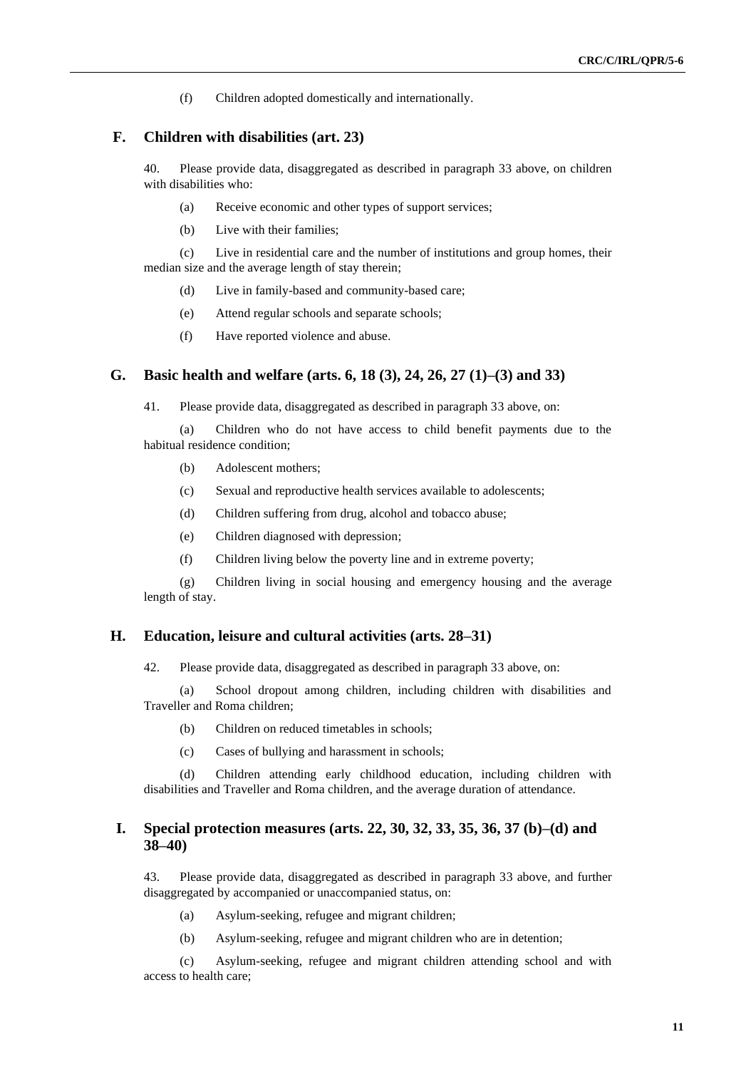(f) Children adopted domestically and internationally.

## F. Children with disabilities (art. 23)

40. Please provide data, disaggregated as described in paragraph 33 above, on children with disabilities who:

(a) Receive economic and other types of support services;

(b) Live with their families;

(c) Live in residential care and the number of institutions and group homes, their median size and the average length of stay therein;

(d) Live in family-based and community-based care;

(e) Attend regular schools and separate schools;

(f) Have reported violence and abuse.

## G. Basic health and welfare (arts. 6, 18 (3), 24, 26, 27 (1)–(3) and 33)

41. Please provide data, disaggregated as described in paragraph 33 above, on:

(a) Children who do not have access to child benefit payments due to the habitual residence condition;

(b) Adolescent mothers;

(c) Sexual and reproductive health services available to adolescents;

(d) Children suffering from drug, alcohol and tobacco abuse;

(e) Children diagnosed with depression;

(f) Children living below the poverty line and in extreme poverty;

(g) Children living in social housing and emergency housing and the average length of stay.

## H. Education, leisure and cultural activities (arts. 28–31)

42. Please provide data, disaggregated as described in paragraph 33 above, on:

(a) School dropout among children, including children with disabilities and Traveller and Roma children;

(b) Children on reduced timetables in schools;

(c) Cases of bullying and harassment in schools;

(d) Children attending early childhood education, including children with disabilities and Traveller and Roma children, and the average duration of attendance.

## I. Special protection measures (arts. 22, 30, 32, 33, 35, 36, 37 (b)–(d) and 38–40)

43. Please provide data, disaggregated as described in paragraph 33 above, and further disaggregated by accompanied or unaccompanied status, on:

(a) Asylum-seeking, refugee and migrant children;

(b) Asylum-seeking, refugee and migrant children who are in detention;

(c) Asylum-seeking, refugee and migrant children attending school and with access to health care;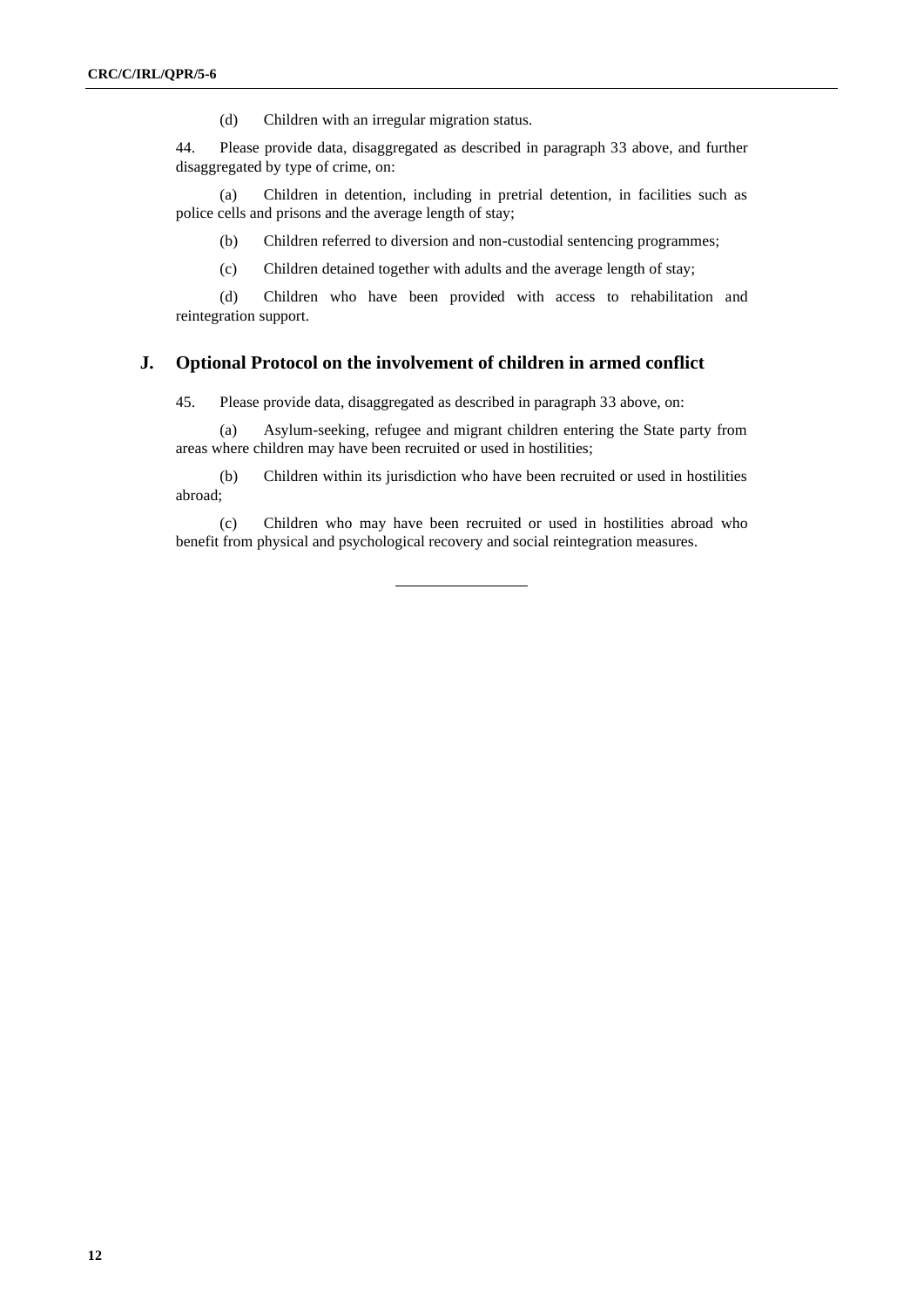(d) Children with an irregular migration status.

44. Please provide data, disaggregated as described in paragraph 33 above, and further disaggregated by type of crime, on:

(a) Children in detention, including in pretrial detention, in facilities such as police cells and prisons and the average length of stay;

(b) Children referred to diversion and non-custodial sentencing programmes;

(c) Children detained together with adults and the average length of stay;

(d) Children who have been provided with access to rehabilitation and reintegration support.

## J. Optional Protocol on the involvement of children in armed conflict

45. Please provide data, disaggregated as described in paragraph 33 above, on:

(a) Asylum-seeking, refugee and migrant children entering the State party from areas where children may have been recruited or used in hostilities;

(b) Children within its jurisdiction who have been recruited or used in hostilities abroad;

(c) Children who may have been recruited or used in hostilities abroad who benefit from physical and psychological recovery and social reintegration measures.